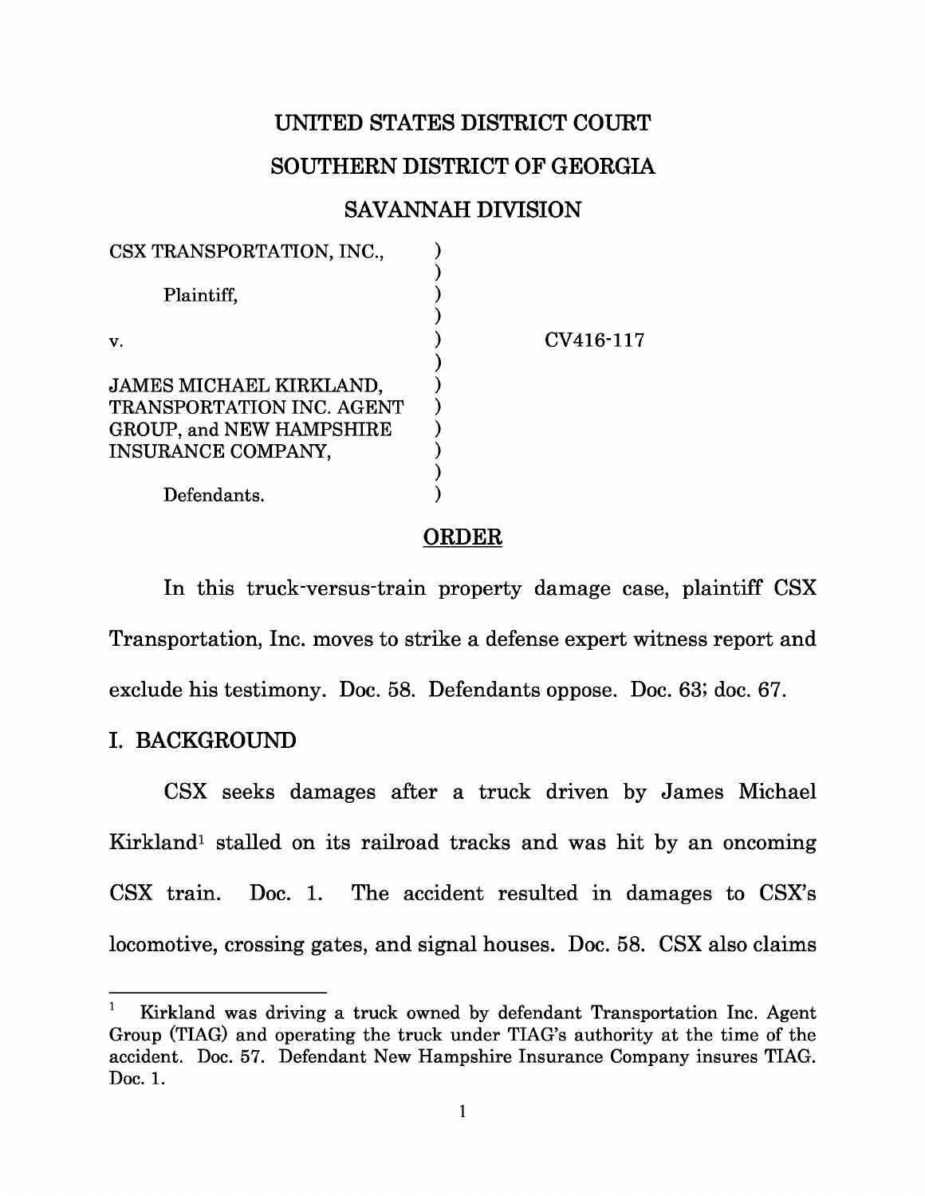UNITED STATES DISTRICT COURT

SOUTHERN DISTRICT OF GEORGIA

SAVANNAH DIVISION

CSX TRANSPORTATION, INC.,

Plaintiff,

v.

JAMES MICHAEL KIRKLAND, TRANSPORTATION INC. AGENT GROUP, and NEW HAMPSHIRE INSURANCE COMPANY,

Defendants.

CV416-117

## ORDER

In this truck-versus-train property damage case, plaintiff CSX Transportation, Inc. moves to strike a defense expert witness report and exclude his testimony. Doc. 58. Defendants oppose. Doc. 63; doc. 67.

## I. BACKGROUND

CSX seeks damages after a truck driven by James Michael Kirkland[1] stalled on its railroad tracks and was hit by an oncoming CSX train. Doc. 1. The accident resulted in damages to CSX's locomotive, crossing gates, and signal houses. Doc. 58. CSX also claims

[1] Kirkland was driving a truck owned by defendant Transportation Inc. Agent Group (TIAG) and operating the truck under TIAG's authority at the time of the accident. Doc. 57. Defendant New Hampshire Insurance Company insures TIAG. Doc. 1.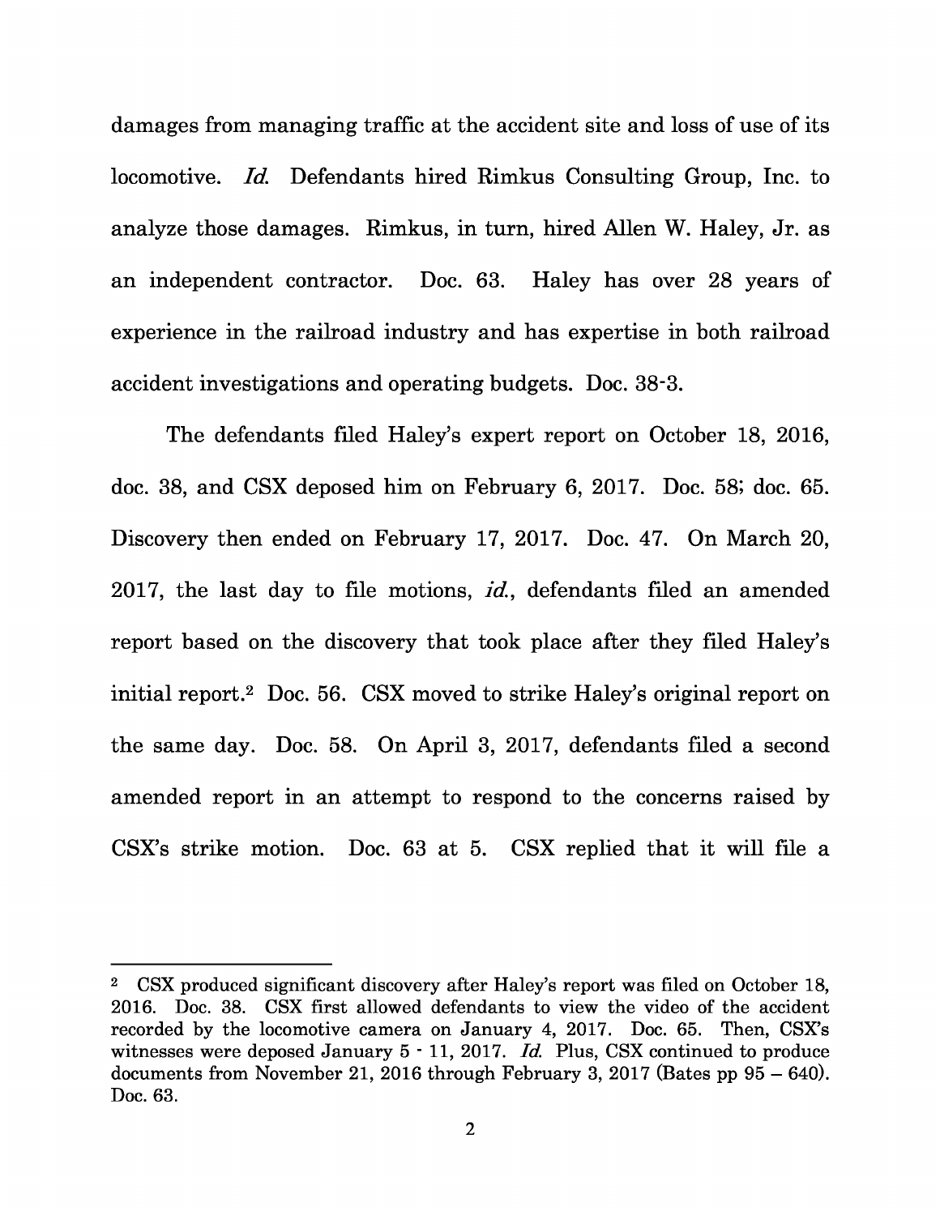damages from managing traffic at the accident site and loss of use of its locomotive. *Id.* Defendants hired Rimkus Consulting Group, Inc. to analyze those damages. Rimkus, in turn, hired Allen W. Haley, Jr. as an independent contractor. Doc. 63. Haley has over 28 years of experience in the railroad industry and has expertise in both railroad accident investigations and operating budgets. Doc. 38-3.

The defendants filed Haley's expert report on October 18, 2016, doc. 38, and CSX deposed him on February 6, 2017. Doc. 58; doc. 65. Discovery then ended on February 17, 2017. Doc. 47. On March 20, 2017, the last day to file motions, *id.*, defendants filed an amended report based on the discovery that took place after they filed Haley's initial report.[2] Doc. 56. CSX moved to strike Haley's original report on the same day. Doc. 58. On April 3, 2017, defendants filed a second amended report in an attempt to respond to the concerns raised by CSX's strike motion. Doc. 63 at 5. CSX replied that it will file a

---

[2] CSX produced significant discovery after Haley's report was filed on October 18, 2016. Doc. 38. CSX first allowed defendants to view the video of the accident recorded by the locomotive camera on January 4, 2017. Doc. 65. Then, CSX's witnesses were deposed January 5 - 11, 2017. *Id.* Plus, CSX continued to produce documents from November 21, 2016 through February 3, 2017 (Bates pp 95 – 640). Doc. 63.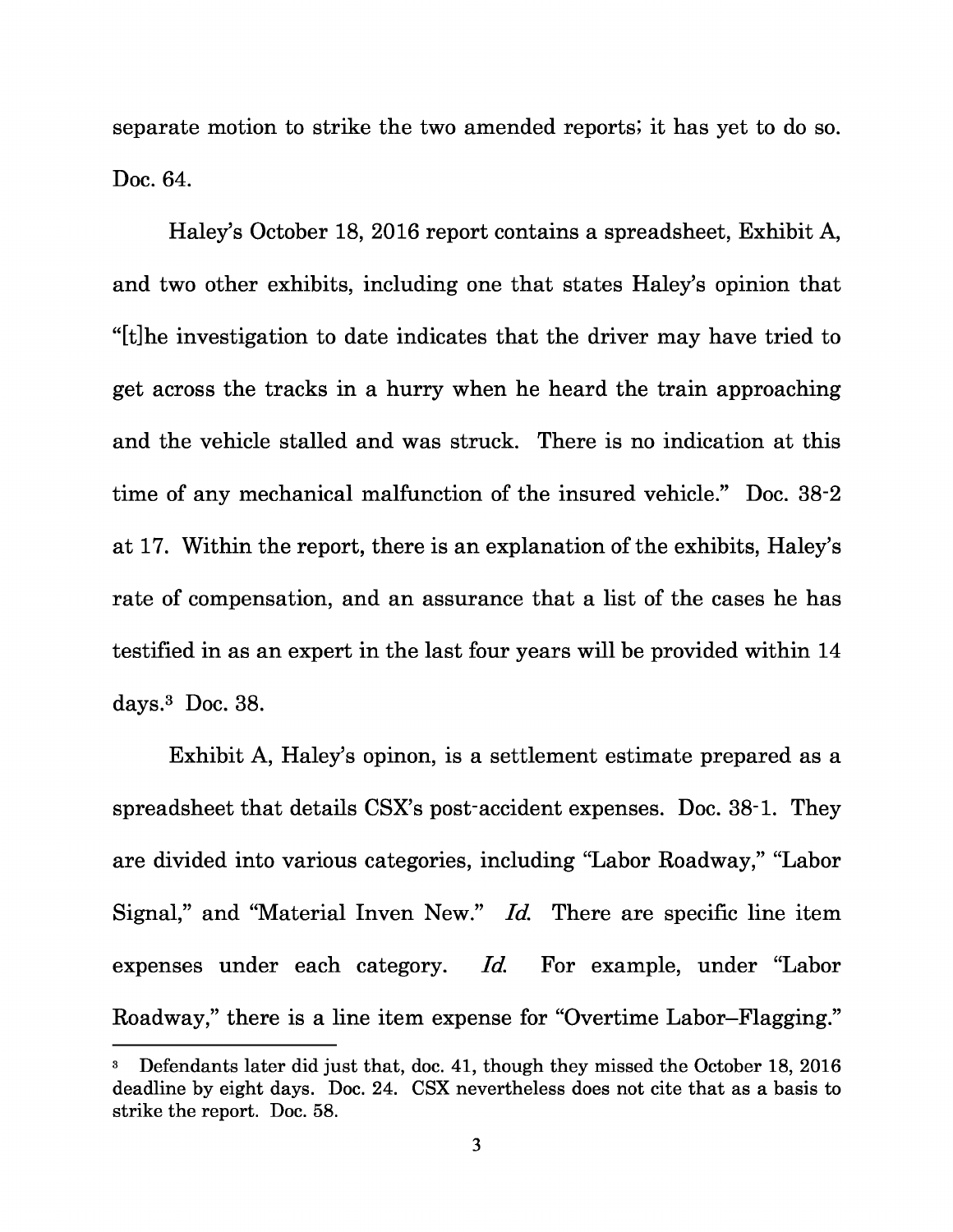separate motion to strike the two amended reports; it has yet to do so. Doc. 64.

Haley's October 18, 2016 report contains a spreadsheet, Exhibit A, and two other exhibits, including one that states Haley's opinion that "[t]he investigation to date indicates that the driver may have tried to get across the tracks in a hurry when he heard the train approaching and the vehicle stalled and was struck. There is no indication at this time of any mechanical malfunction of the insured vehicle." Doc. 38-2 at 17. Within the report, there is an explanation of the exhibits, Haley's rate of compensation, and an assurance that a list of the cases he has testified in as an expert in the last four years will be provided within 14 days.[3] Doc. 38.

Exhibit A, Haley's opinon, is a settlement estimate prepared as a spreadsheet that details CSX's post-accident expenses. Doc. 38-1. They are divided into various categories, including "Labor Roadway," "Labor Signal," and "Material Inven New." *Id.* There are specific line item expenses under each category. *Id.* For example, under "Labor Roadway," there is a line item expense for "Overtime Labor–Flagging."

---

[3] Defendants later did just that, doc. 41, though they missed the October 18, 2016 deadline by eight days. Doc. 24. CSX nevertheless does not cite that as a basis to strike the report. Doc. 58.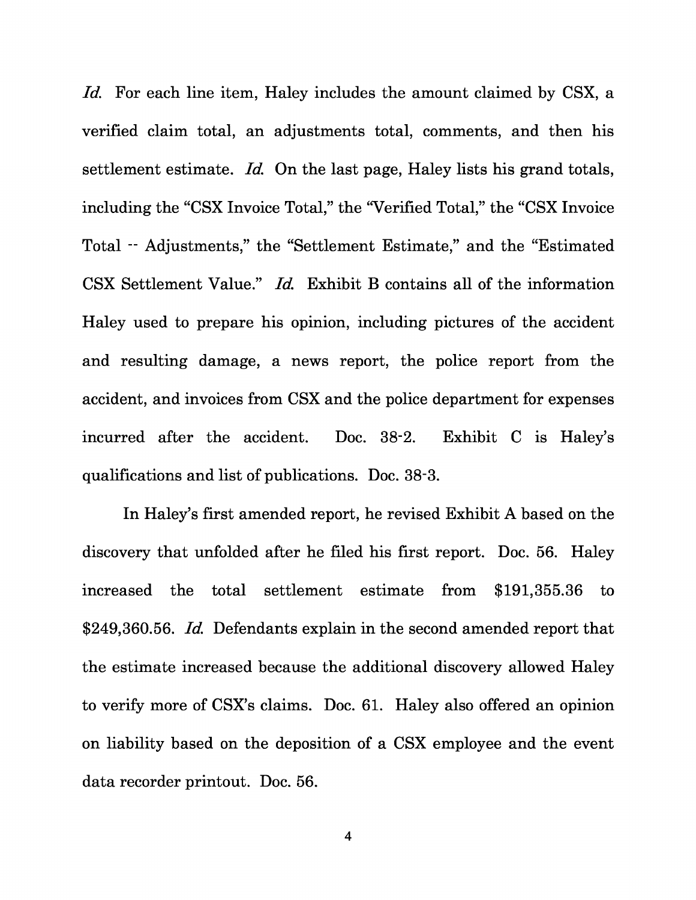*Id.* For each line item, Haley includes the amount claimed by CSX, a verified claim total, an adjustments total, comments, and then his settlement estimate. *Id.* On the last page, Haley lists his grand totals, including the "CSX Invoice Total," the "Verified Total," the "CSX Invoice Total -- Adjustments," the "Settlement Estimate," and the "Estimated CSX Settlement Value." *Id.* Exhibit B contains all of the information Haley used to prepare his opinion, including pictures of the accident and resulting damage, a news report, the police report from the accident, and invoices from CSX and the police department for expenses incurred after the accident. Doc. 38-2. Exhibit C is Haley's qualifications and list of publications. Doc. 38-3.

In Haley's first amended report, he revised Exhibit A based on the discovery that unfolded after he filed his first report. Doc. 56. Haley increased the total settlement estimate from $191,355.36 to $249,360.56. *Id.* Defendants explain in the second amended report that the estimate increased because the additional discovery allowed Haley to verify more of CSX's claims. Doc. 61. Haley also offered an opinion on liability based on the deposition of a CSX employee and the event data recorder printout. Doc. 56.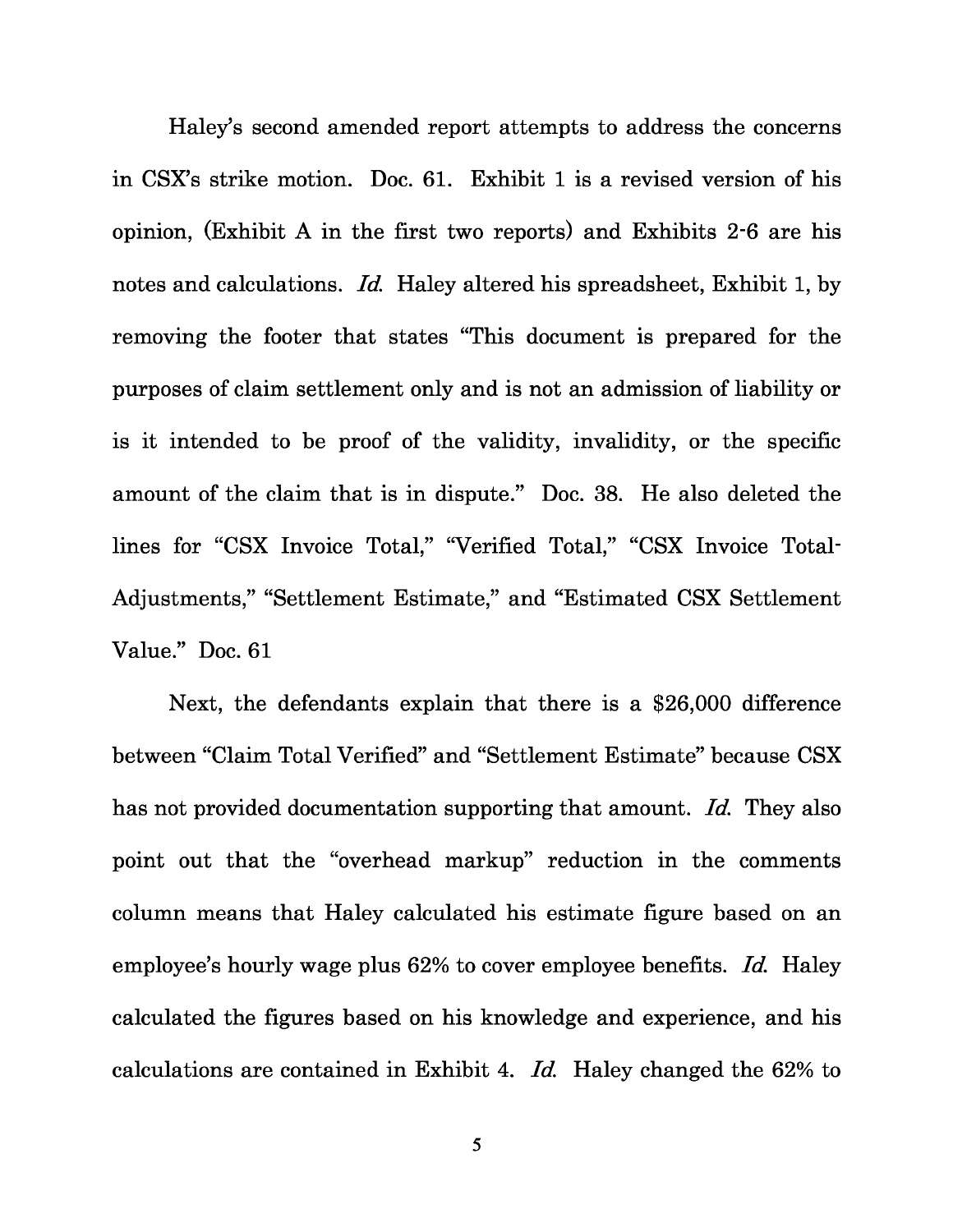Haley's second amended report attempts to address the concerns in CSX's strike motion. Doc. 61. Exhibit 1 is a revised version of his opinion, (Exhibit A in the first two reports) and Exhibits 2-6 are his notes and calculations. *Id.* Haley altered his spreadsheet, Exhibit 1, by removing the footer that states "This document is prepared for the purposes of claim settlement only and is not an admission of liability or is it intended to be proof of the validity, invalidity, or the specific amount of the claim that is in dispute." Doc. 38. He also deleted the lines for "CSX Invoice Total," "Verified Total," "CSX Invoice Total-Adjustments," "Settlement Estimate," and "Estimated CSX Settlement Value." Doc. 61

Next, the defendants explain that there is a $26,000 difference between "Claim Total Verified" and "Settlement Estimate" because CSX has not provided documentation supporting that amount. *Id.* They also point out that the "overhead markup" reduction in the comments column means that Haley calculated his estimate figure based on an employee's hourly wage plus 62% to cover employee benefits. *Id.* Haley calculated the figures based on his knowledge and experience, and his calculations are contained in Exhibit 4. *Id.* Haley changed the 62% to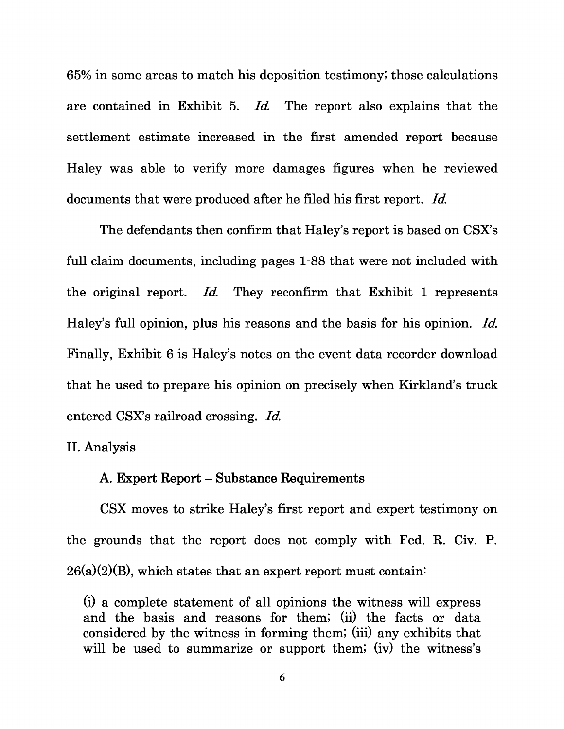65% in some areas to match his deposition testimony; those calculations are contained in Exhibit 5. *Id.* The report also explains that the settlement estimate increased in the first amended report because Haley was able to verify more damages figures when he reviewed documents that were produced after he filed his first report. *Id.*

The defendants then confirm that Haley's report is based on CSX's full claim documents, including pages 1-88 that were not included with the original report. *Id.* They reconfirm that Exhibit 1 represents Haley's full opinion, plus his reasons and the basis for his opinion. *Id.* Finally, Exhibit 6 is Haley's notes on the event data recorder download that he used to prepare his opinion on precisely when Kirkland's truck entered CSX's railroad crossing. *Id.*

## II. Analysis

### A. Expert Report – Substance Requirements

CSX moves to strike Haley's first report and expert testimony on the grounds that the report does not comply with Fed. R. Civ. P. 26(a)(2)(B), which states that an expert report must contain:

> (i) a complete statement of all opinions the witness will express and the basis and reasons for them; (ii) the facts or data considered by the witness in forming them; (iii) any exhibits that will be used to summarize or support them; (iv) the witness's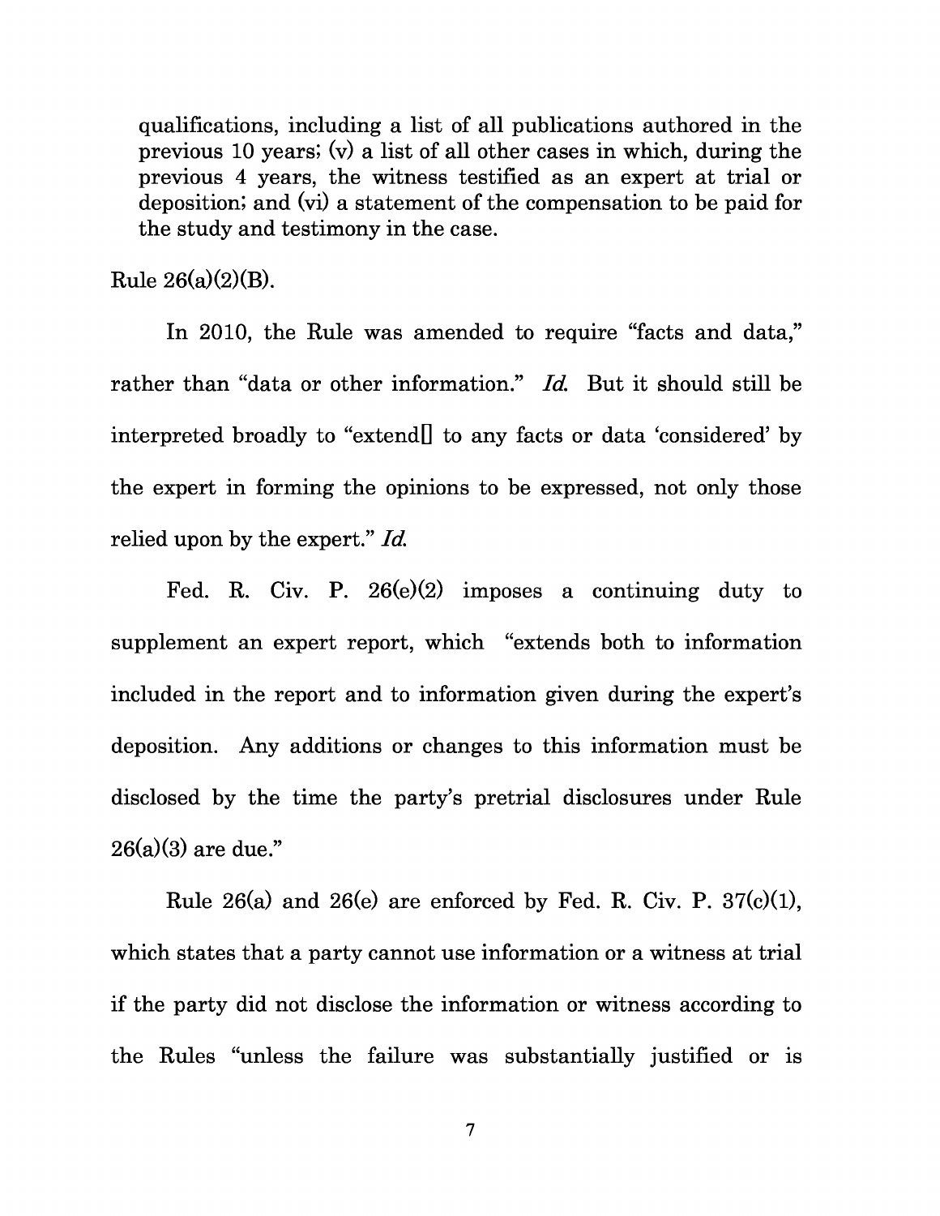qualifications, including a list of all publications authored in the previous 10 years; (v) a list of all other cases in which, during the previous 4 years, the witness testified as an expert at trial or deposition; and (vi) a statement of the compensation to be paid for the study and testimony in the case.

Rule 26(a)(2)(B).

In 2010, the Rule was amended to require "facts and data," rather than "data or other information." *Id.* But it should still be interpreted broadly to "extend[] to any facts or data 'considered' by the expert in forming the opinions to be expressed, not only those relied upon by the expert." *Id.*

Fed. R. Civ. P. 26(e)(2) imposes a continuing duty to supplement an expert report, which "extends both to information included in the report and to information given during the expert's deposition. Any additions or changes to this information must be disclosed by the time the party's pretrial disclosures under Rule 26(a)(3) are due."

Rule 26(a) and 26(e) are enforced by Fed. R. Civ. P. 37(c)(1), which states that a party cannot use information or a witness at trial if the party did not disclose the information or witness according to the Rules "unless the failure was substantially justified or is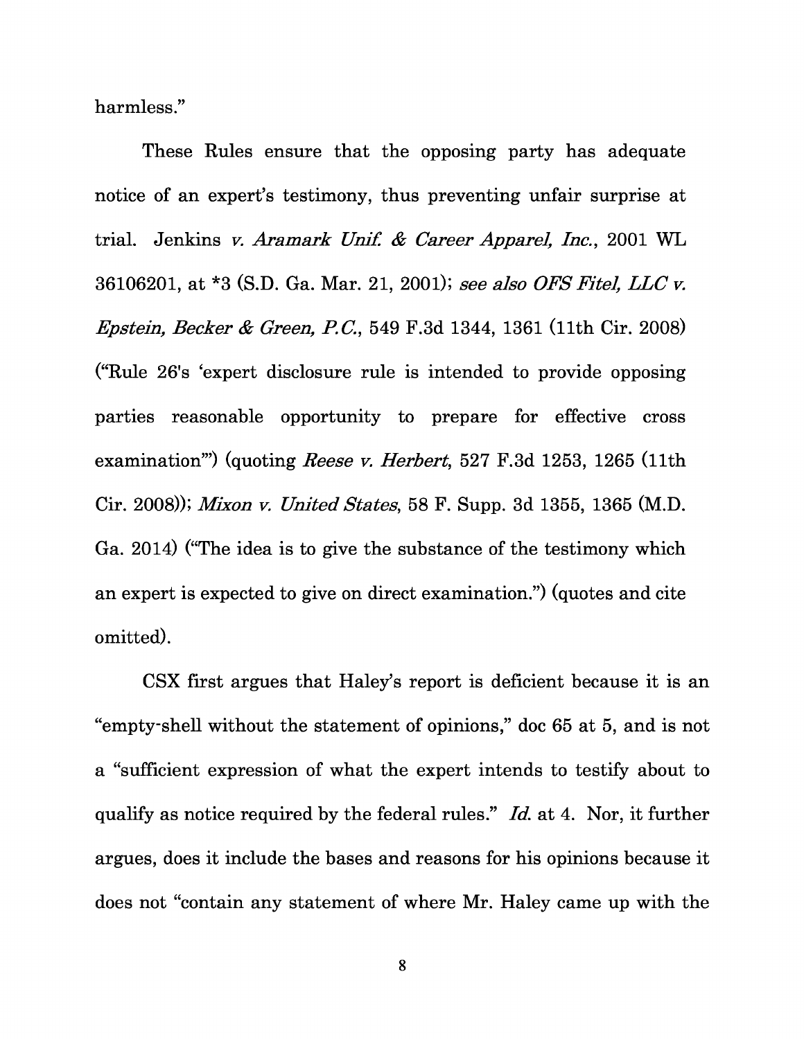harmless."

These Rules ensure that the opposing party has adequate notice of an expert's testimony, thus preventing unfair surprise at trial. Jenkins *v. Aramark Unif. & Career Apparel, Inc.*, 2001 WL 36106201, at *3 (S.D. Ga. Mar. 21, 2001); *see also OFS Fitel, LLC v. Epstein, Becker & Green, P.C.*, 549 F.3d 1344, 1361 (11th Cir. 2008) ("Rule 26's 'expert disclosure rule is intended to provide opposing parties reasonable opportunity to prepare for effective cross examination'") (quoting *Reese v. Herbert*, 527 F.3d 1253, 1265 (11th Cir. 2008)); *Mixon v. United States*, 58 F. Supp. 3d 1355, 1365 (M.D. Ga. 2014) ("The idea is to give the substance of the testimony which an expert is expected to give on direct examination.") (quotes and cite omitted).

CSX first argues that Haley's report is deficient because it is an "empty-shell without the statement of opinions," doc 65 at 5, and is not a "sufficient expression of what the expert intends to testify about to qualify as notice required by the federal rules." *Id.* at 4. Nor, it further argues, does it include the bases and reasons for his opinions because it does not "contain any statement of where Mr. Haley came up with the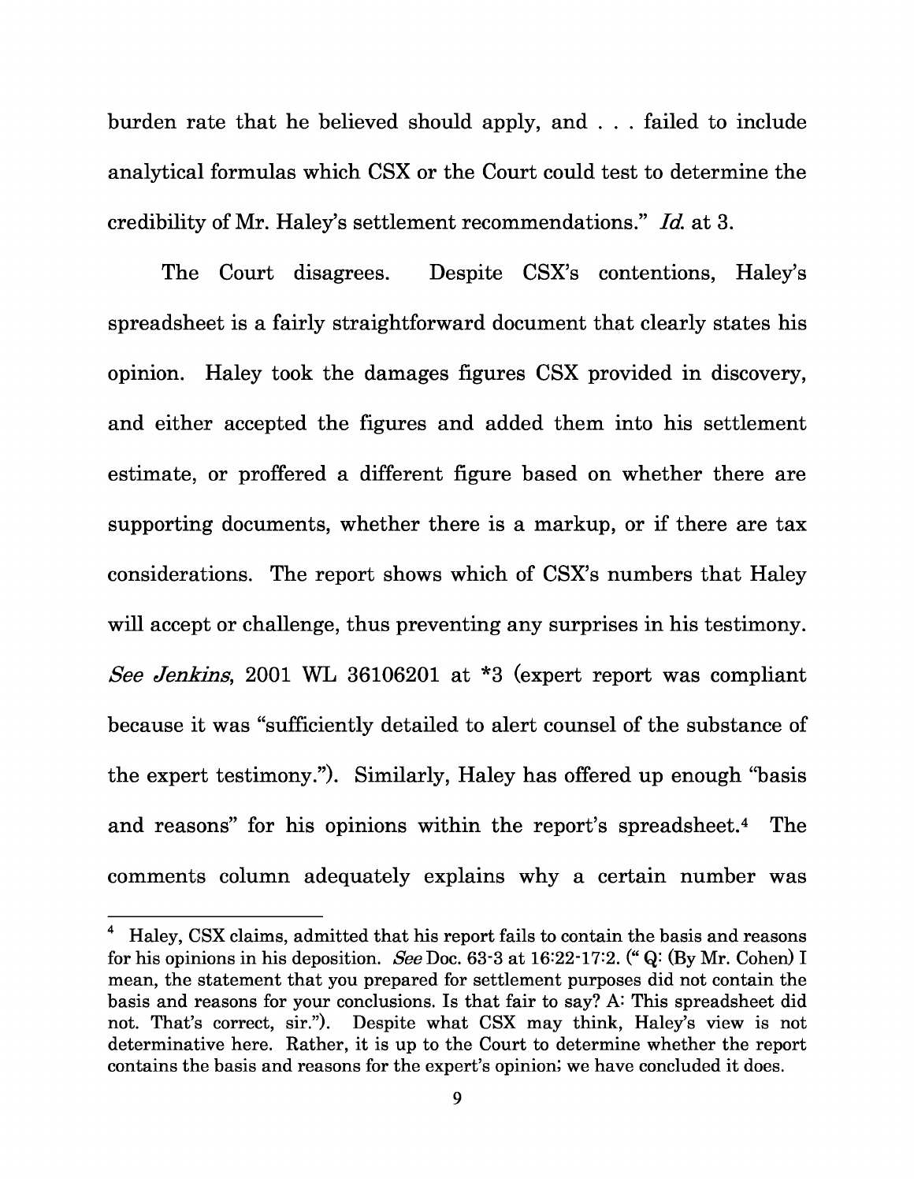burden rate that he believed should apply, and . . . failed to include analytical formulas which CSX or the Court could test to determine the credibility of Mr. Haley's settlement recommendations." *Id.* at 3.

The Court disagrees. Despite CSX's contentions, Haley's spreadsheet is a fairly straightforward document that clearly states his opinion. Haley took the damages figures CSX provided in discovery, and either accepted the figures and added them into his settlement estimate, or proffered a different figure based on whether there are supporting documents, whether there is a markup, or if there are tax considerations. The report shows which of CSX's numbers that Haley will accept or challenge, thus preventing any surprises in his testimony. *See Jenkins*, 2001 WL 36106201 at *3 (expert report was compliant because it was "sufficiently detailed to alert counsel of the substance of the expert testimony."). Similarly, Haley has offered up enough "basis and reasons" for his opinions within the report's spreadsheet.[4] The comments column adequately explains why a certain number was

---

[4] Haley, CSX claims, admitted that his report fails to contain the basis and reasons for his opinions in his deposition. *See* Doc. 63-3 at 16:22-17:2. (" Q: (By Mr. Cohen) I mean, the statement that you prepared for settlement purposes did not contain the basis and reasons for your conclusions. Is that fair to say? A: This spreadsheet did not. That's correct, sir."). Despite what CSX may think, Haley's view is not determinative here. Rather, it is up to the Court to determine whether the report contains the basis and reasons for the expert's opinion; we have concluded it does.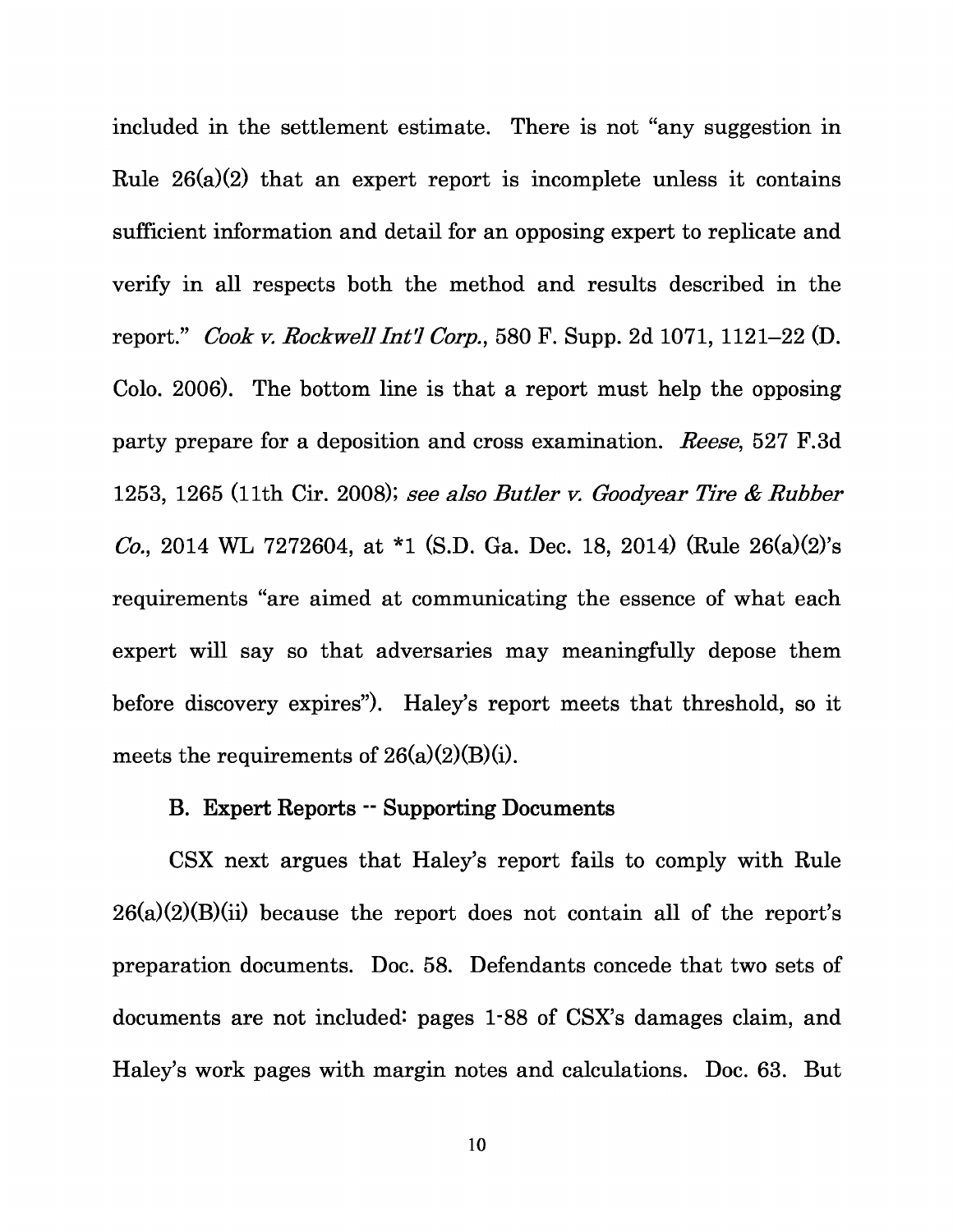included in the settlement estimate. There is not "any suggestion in Rule 26(a)(2) that an expert report is incomplete unless it contains sufficient information and detail for an opposing expert to replicate and verify in all respects both the method and results described in the report." *Cook v. Rockwell Int'l Corp.*, 580 F. Supp. 2d 1071, 1121–22 (D. Colo. 2006). The bottom line is that a report must help the opposing party prepare for a deposition and cross examination. *Reese*, 527 F.3d 1253, 1265 (11th Cir. 2008); *see also Butler v. Goodyear Tire & Rubber Co.*, 2014 WL 7272604, at *1 (S.D. Ga. Dec. 18, 2014) (Rule 26(a)(2)'s requirements "are aimed at communicating the essence of what each expert will say so that adversaries may meaningfully depose them before discovery expires"). Haley's report meets that threshold, so it meets the requirements of 26(a)(2)(B)(i).

### B. Expert Reports -- Supporting Documents

CSX next argues that Haley's report fails to comply with Rule 26(a)(2)(B)(ii) because the report does not contain all of the report's preparation documents. Doc. 58. Defendants concede that two sets of documents are not included: pages 1-88 of CSX's damages claim, and Haley's work pages with margin notes and calculations. Doc. 63. But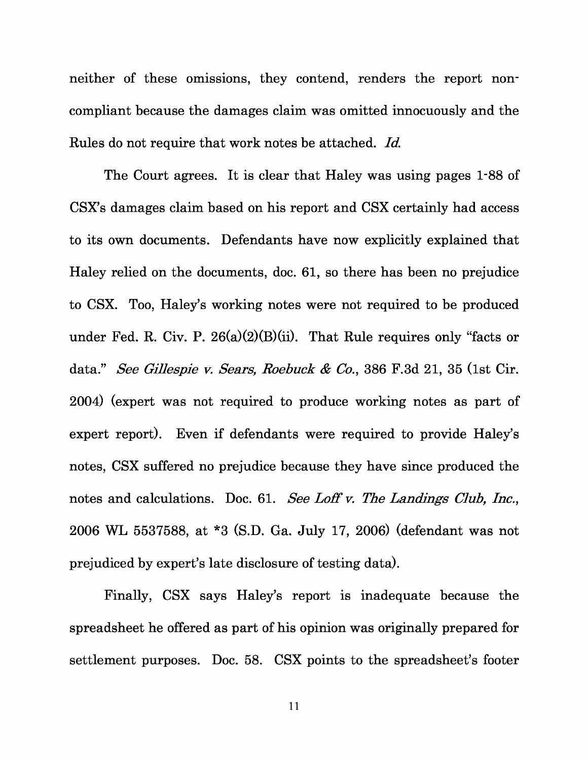neither of these omissions, they contend, renders the report non-compliant because the damages claim was omitted innocuously and the Rules do not require that work notes be attached. *Id.*

The Court agrees. It is clear that Haley was using pages 1-88 of CSX's damages claim based on his report and CSX certainly had access to its own documents. Defendants have now explicitly explained that Haley relied on the documents, doc. 61, so there has been no prejudice to CSX. Too, Haley's working notes were not required to be produced under Fed. R. Civ. P. 26(a)(2)(B)(ii). That Rule requires only "facts or data." *See Gillespie v. Sears, Roebuck & Co.*, 386 F.3d 21, 35 (1st Cir. 2004) (expert was not required to produce working notes as part of expert report). Even if defendants were required to provide Haley's notes, CSX suffered no prejudice because they have since produced the notes and calculations. Doc. 61. *See Loff v. The Landings Club, Inc.*, 2006 WL 5537588, at *3 (S.D. Ga. July 17, 2006) (defendant was not prejudiced by expert's late disclosure of testing data).

Finally, CSX says Haley's report is inadequate because the spreadsheet he offered as part of his opinion was originally prepared for settlement purposes. Doc. 58. CSX points to the spreadsheet's footer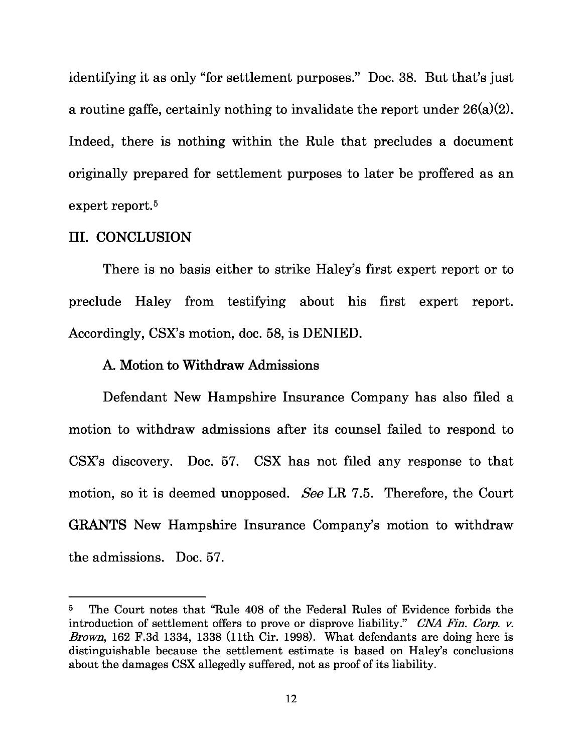identifying it as only "for settlement purposes." Doc. 38. But that's just a routine gaffe, certainly nothing to invalidate the report under 26(a)(2). Indeed, there is nothing within the Rule that precludes a document originally prepared for settlement purposes to later be proffered as an expert report.[5]

## III. CONCLUSION

There is no basis either to strike Haley's first expert report or to preclude Haley from testifying about his first expert report. Accordingly, CSX's motion, doc. 58, is DENIED.

### A. Motion to Withdraw Admissions

Defendant New Hampshire Insurance Company has also filed a motion to withdraw admissions after its counsel failed to respond to CSX's discovery. Doc. 57. CSX has not filed any response to that motion, so it is deemed unopposed. *See* LR 7.5. Therefore, the Court GRANTS New Hampshire Insurance Company's motion to withdraw the admissions. Doc. 57.

---

[5] The Court notes that "Rule 408 of the Federal Rules of Evidence forbids the introduction of settlement offers to prove or disprove liability." *CNA Fin. Corp. v. Brown*, 162 F.3d 1334, 1338 (11th Cir. 1998). What defendants are doing here is distinguishable because the settlement estimate is based on Haley's conclusions about the damages CSX allegedly suffered, not as proof of its liability.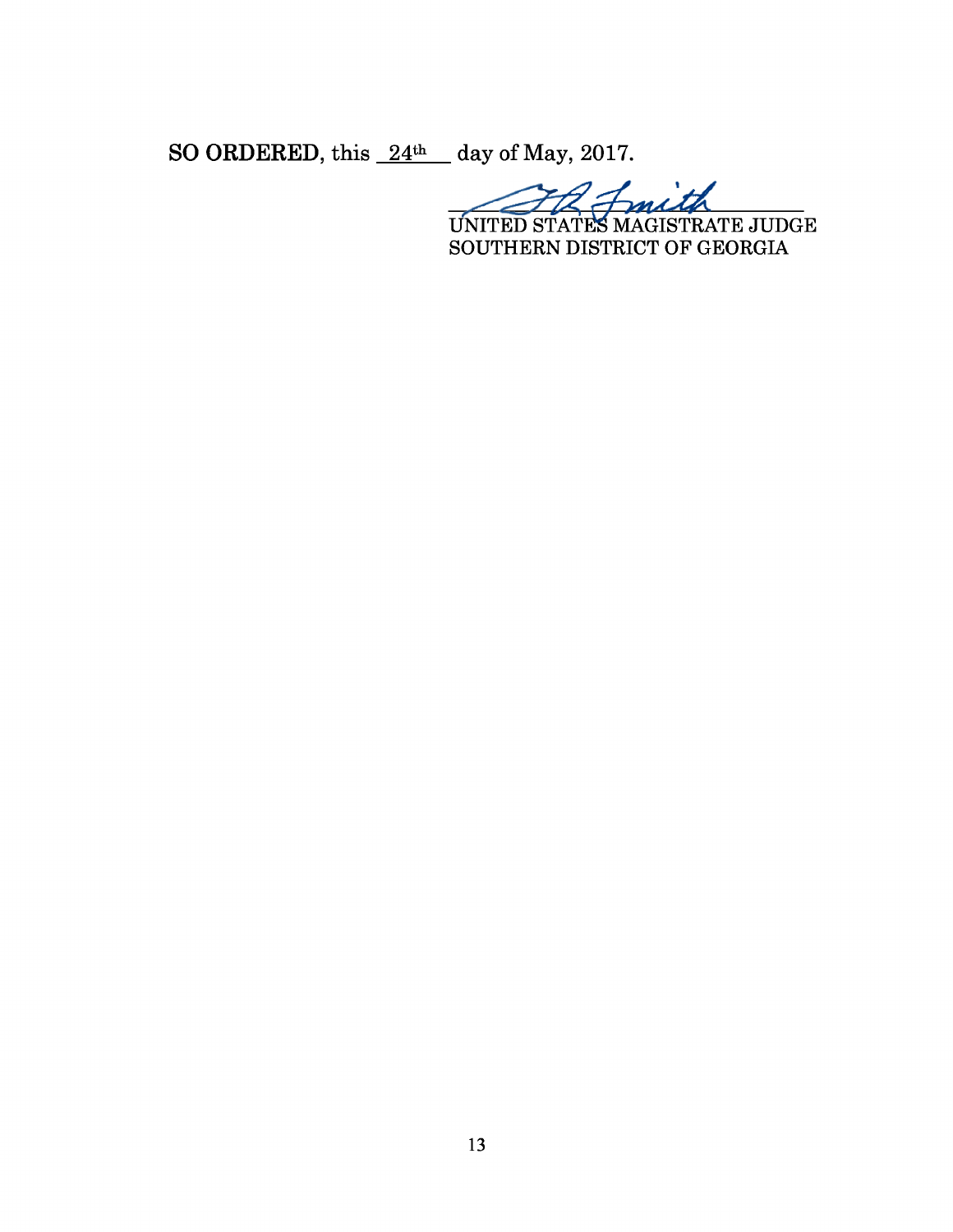**SO ORDERED**, this 24th day of May, 2017.

UNITED STATES MAGISTRATE JUDGE
SOUTHERN DISTRICT OF GEORGIA